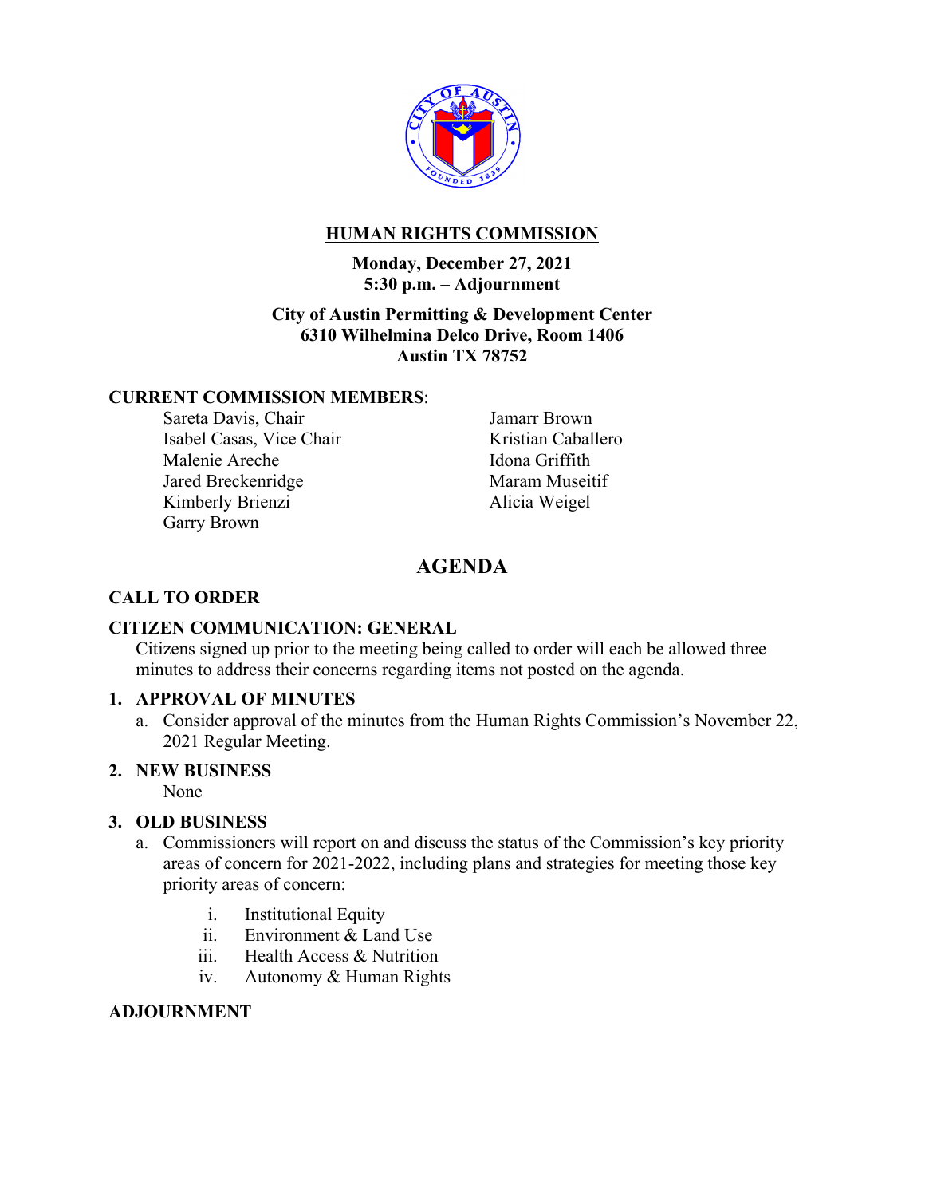# HUMAN RIGHTS COMMISSION

**Monday, December 27, 2021**
**5:30 p.m. – Adjournment**

**City of Austin Permitting & Development Center**
**6310 Wilhelmina Delco Drive, Room 1406**
**Austin TX 78752**

**CURRENT COMMISSION MEMBERS**:

Sareta Davis, Chair
Isabel Casas, Vice Chair
Malenie Areche
Jared Breckenridge
Kimberly Brienzi
Garry Brown
Jamarr Brown
Kristian Caballero
Idona Griffith
Maram Museitif
Alicia Weigel

## AGENDA

**CALL TO ORDER**

**CITIZEN COMMUNICATION: GENERAL**

Citizens signed up prior to the meeting being called to order will each be allowed three minutes to address their concerns regarding items not posted on the agenda.

**1. APPROVAL OF MINUTES**

a. Consider approval of the minutes from the Human Rights Commission's November 22, 2021 Regular Meeting.

**2. NEW BUSINESS**

None

**3. OLD BUSINESS**

a. Commissioners will report on and discuss the status of the Commission's key priority areas of concern for 2021-2022, including plans and strategies for meeting those key priority areas of concern:

   i. Institutional Equity
   ii. Environment & Land Use
   iii. Health Access & Nutrition
   iv. Autonomy & Human Rights

**ADJOURNMENT**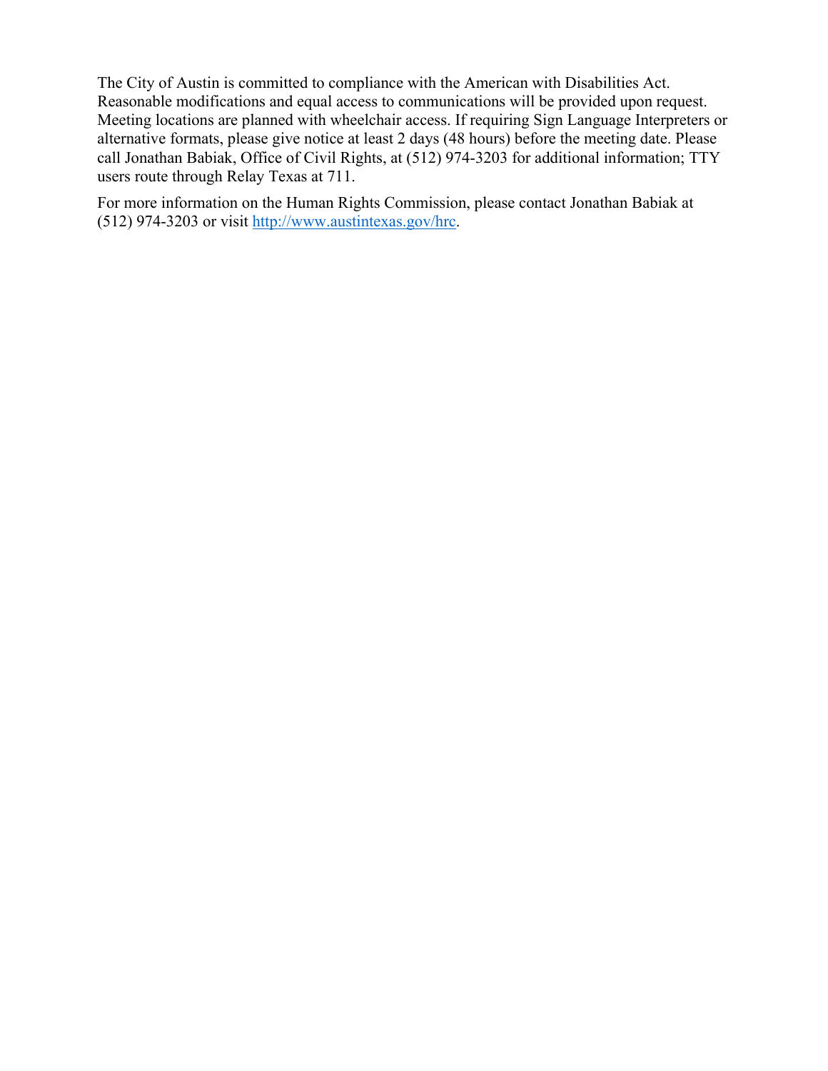The City of Austin is committed to compliance with the American with Disabilities Act. Reasonable modifications and equal access to communications will be provided upon request. Meeting locations are planned with wheelchair access. If requiring Sign Language Interpreters or alternative formats, please give notice at least 2 days (48 hours) before the meeting date. Please call Jonathan Babiak, Office of Civil Rights, at (512) 974-3203 for additional information; TTY users route through Relay Texas at 711.

For more information on the Human Rights Commission, please contact Jonathan Babiak at (512) 974-3203 or visit [http://www.austintexas.gov/hrc](http://www.austintexas.gov/hrc).